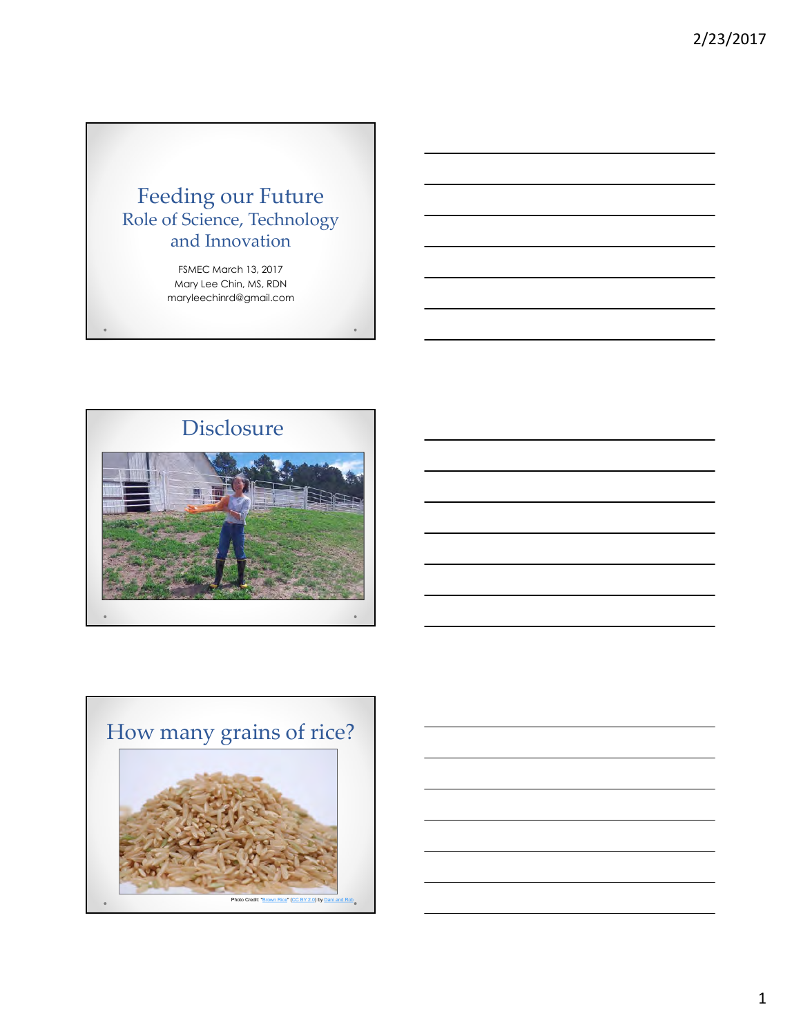# Feeding our Future

## Role of Science, Technology and Innovation

FSMEC March 13, 2017
Mary Lee Chin, MS, RDN
maryleechinrd@gmail.com

## Disclosure

## How many grains of rice?

Photo Credit: "Brown Rice" (CC BY 2.0) by Dani and Rob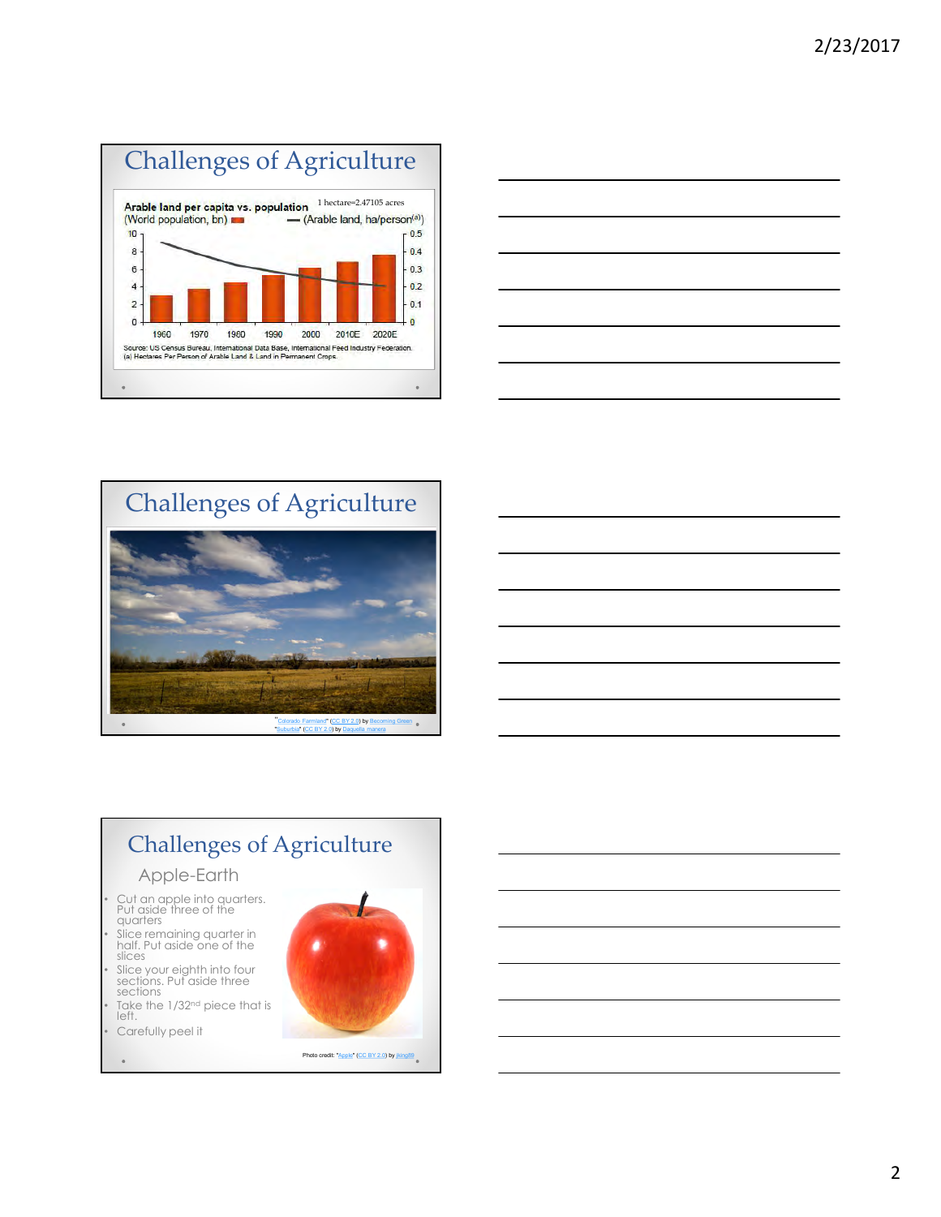## Challenges of Agriculture

Arable land per capita vs. population — 1 hectare=2.47105 acres

(World population, bn) — (Arable land, ha/person[a])

| | 1960 | 1970 | 1980 | 1990 | 2000 | 2010E | 2020E |
|---|---|---|---|---|---|---|---|

Source: US Census Bureau, International Data Base, International Feed Industry Federation.
(a) Hectares Per Person of Arable Land & Land in Permanent Crops.

## Challenges of Agriculture

"Colorado Farmland" (CC BY 2.0) by Becoming Green
"Suburbia" (CC BY 2.0) by Daquella manera

## Challenges of Agriculture

### Apple-Earth

- Cut an apple into quarters. Put aside three of the quarters
- Slice remaining quarter in half. Put aside one of the slices
- Slice your eighth into four sections. Put aside three sections
- Take the 1/32nd piece that is left.
- Carefully peel it

Photo credit: "Apple" (CC BY 2.0) by jking89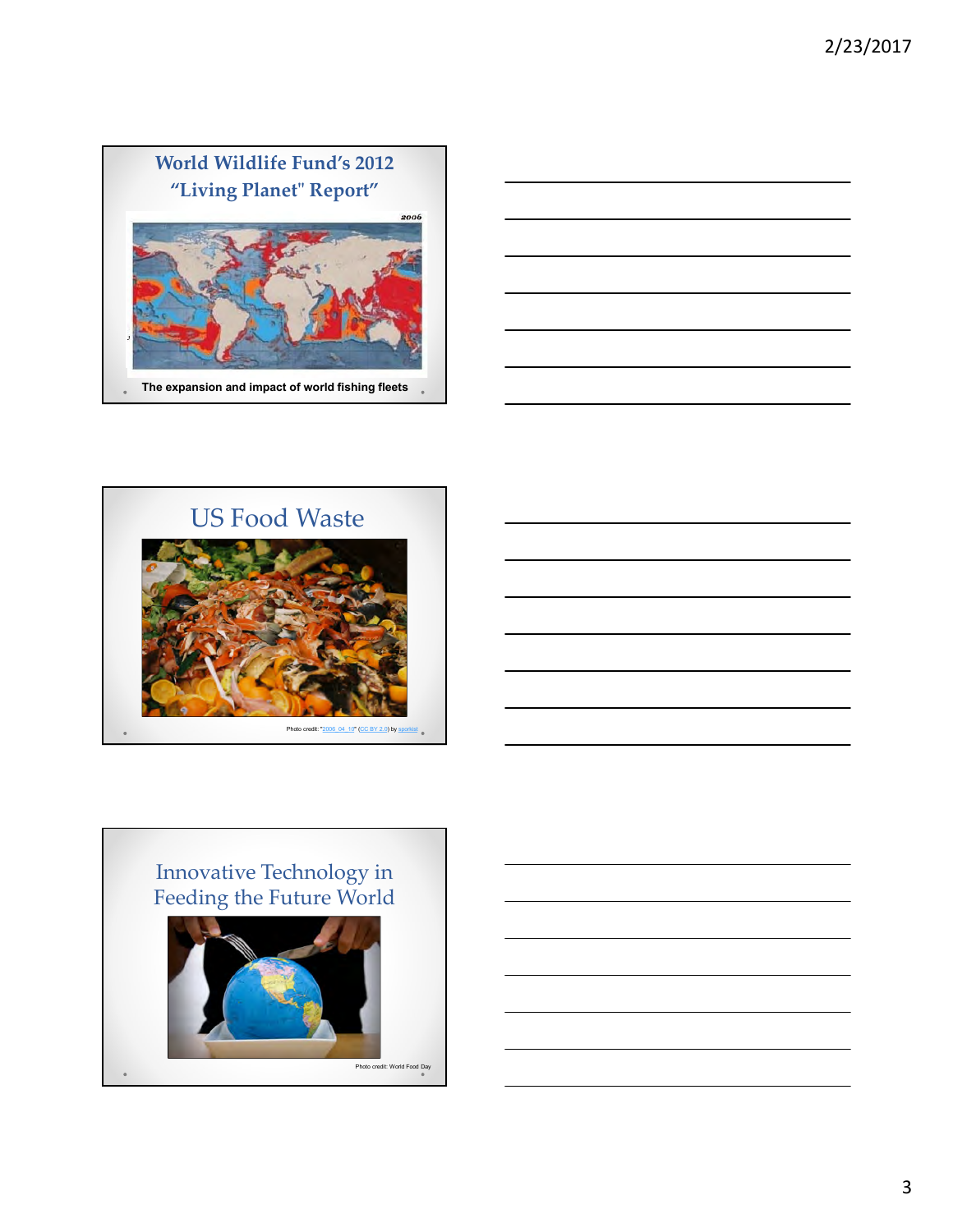## World Wildlife Fund's 2012 "Living Planet" Report

2006

The expansion and impact of world fishing fleets

## US Food Waste

Photo credit: "2006_04_10" (CC BY 2.0) by sporkist

## Innovative Technology in Feeding the Future World

Photo credit: World Food Day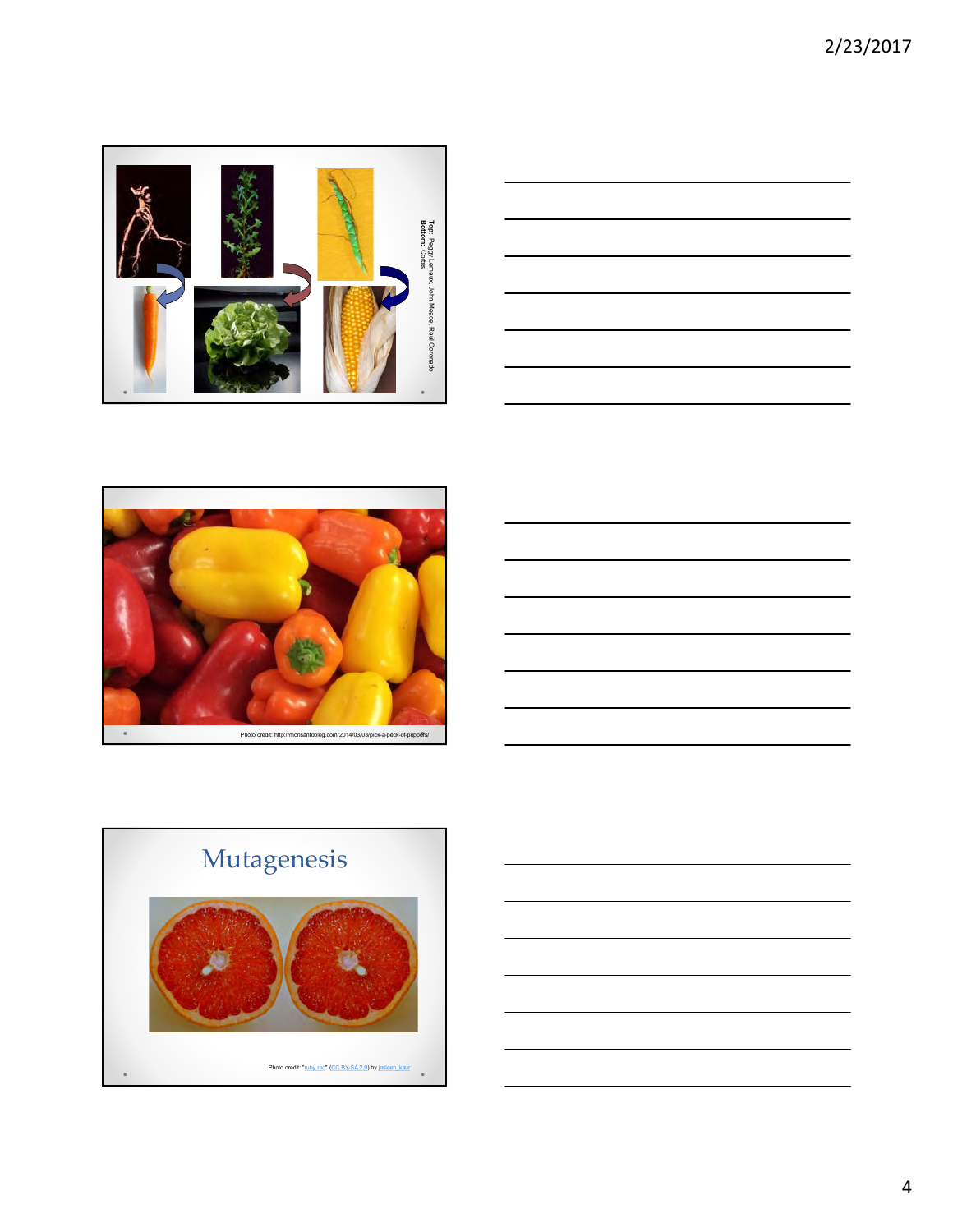Top: Peggy Lemaux, John Meade, Raúl Coronado
Bottom: Corbis

Photo credit: http://monsantoblog.com/2014/03/03/pick-a-peck-of-peppers/

# Mutagenesis

Photo credit: "ruby red" (CC BY-SA 2.0) by jasleen_kaur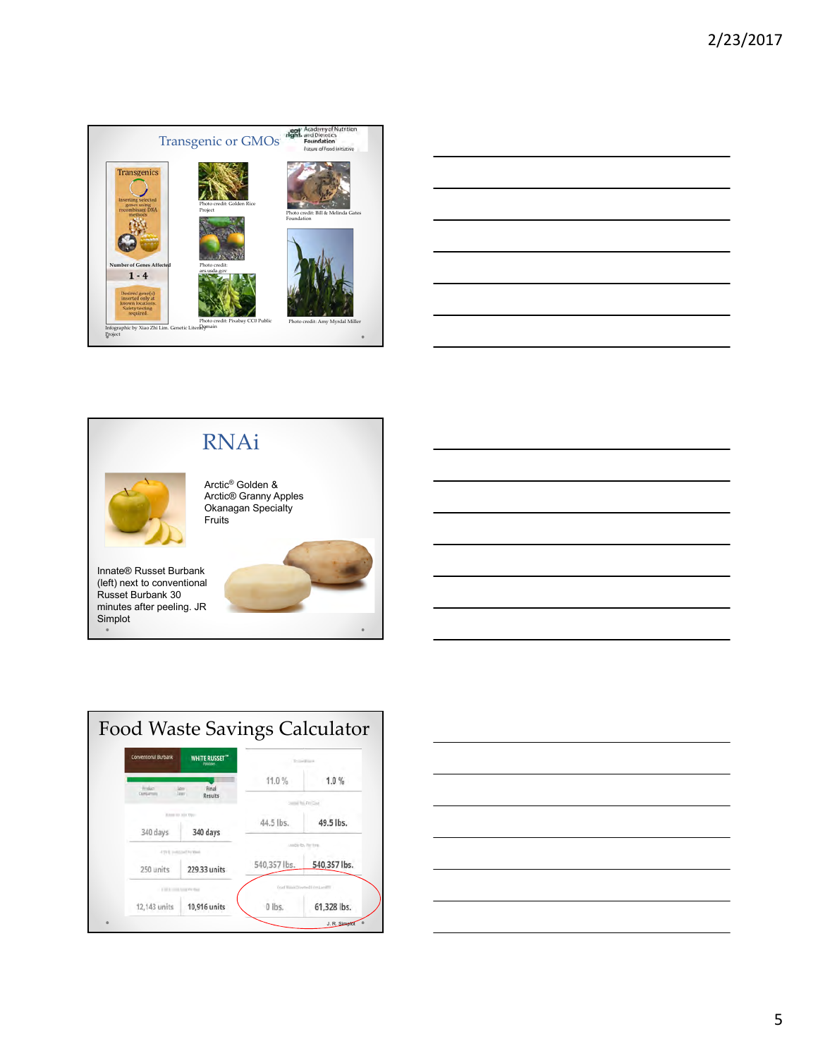## Transgenic or GMOs

Academy of Nutrition and Dietetics Foundation
Future of Food Initiative

Transgenics

Inserting selected genes using recombinant DNA methods

Number of Genes Affected

1 - 4

Desired gene(s) inserted only at known locations. Safety testing required.

Infographic by Xiao Zhi Lim. Genetic Literacy Project

Photo credit: Golden Rice Project

Photo credit: ars.usda.gov

Photo credit: Pixabay CC0 Public Domain

Photo credit: Bill & Melinda Gates Foundation

Photo credit: Amy Myrdal Miller

## RNAi

Arctic® Golden & Arctic® Granny Apples
Okanagan Specialty Fruits

Innate® Russet Burbank (left) next to conventional Russet Burbank 30 minutes after peeling. JR Simplot

## Food Waste Savings Calculator

| Conventional Burbank | WHITE RUSSET™ |
|---|---|
| 340 days | 340 days |
| 250 units | 229.33 units |
| 12,143 units | 10,916 units |

| | |
|---|---|
| 11.0 % | 1.0 % |
| 44.5 lbs. | 49.5 lbs. |
| 540,357 lbs. | 540,357 lbs. |
| 0 lbs. | 61,328 lbs. |

J. R. Simplot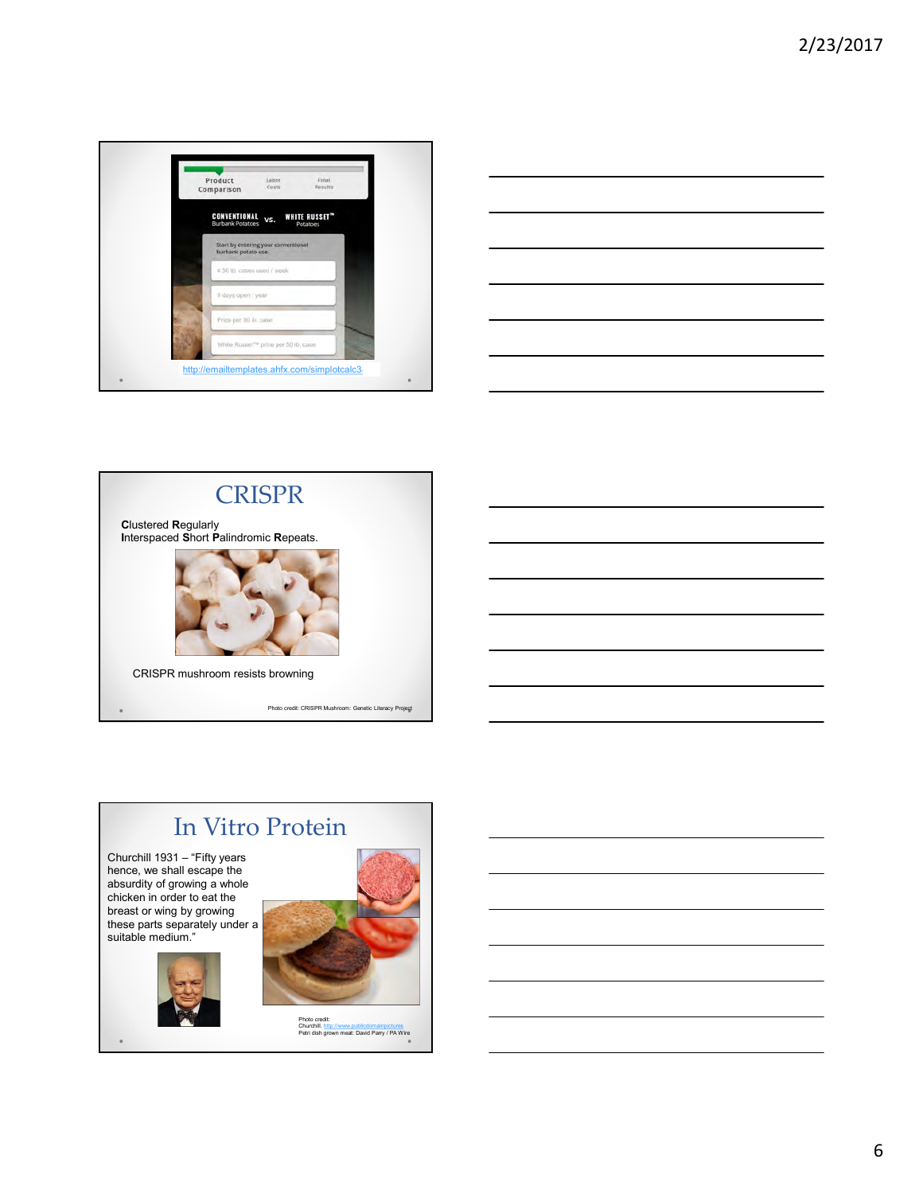Product Comparison | Labor Costs | Final Results

CONVENTIONAL Burbank Potatoes vs. WHITE RUSSET™ Potatoes

Start by entering your conventional burbank potato use.

# 50 lb. cases used / week

# days open / year

Price per 50 lb. case

White Russet™ price per 50 lb. case

http://emailtemplates.ahfx.com/simplotcalc3/

# CRISPR

**C**lustered **R**egularly **I**nterspaced **S**hort **P**alindromic **R**epeats.

CRISPR mushroom resists browning

Photo credit: CRISPR Mushroom: Genetic Literacy Project

# In Vitro Protein

Churchill 1931 – "Fifty years hence, we shall escape the absurdity of growing a whole chicken in order to eat the breast or wing by growing these parts separately under a suitable medium."

Photo credit:
Churchill. http://www.publicdomainpictures
Petri dish grown meat: David Parry / PA Wire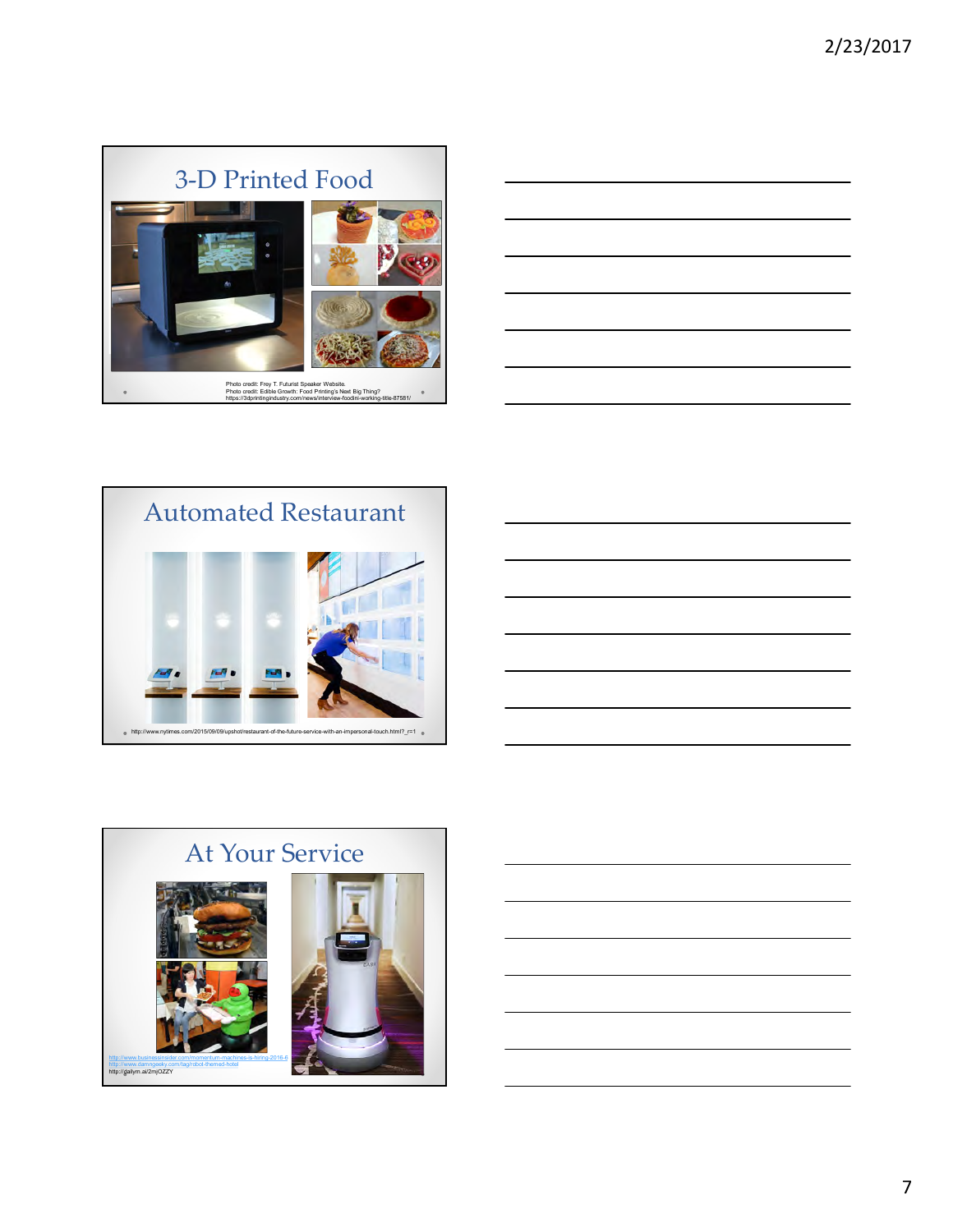## 3-D Printed Food

Photo credit: Frey T. Futurist Speaker Website.
Photo credit: Edible Growth: Food Printing's Next Big Thing?
https://3dprintingindustry.com/news/interview-foodini-working-title-87581/

## Automated Restaurant

http://www.nytimes.com/2015/09/09/upshot/restaurant-of-the-future-service-with-an-impersonal-touch.html?_r=1

## At Your Service

http://www.businessinsider.com/momentum-machines-is-hiring-2016-6
http://www.damngeeky.com/tag/robot-themed-hotel
http://gailym.al/2mjOZZY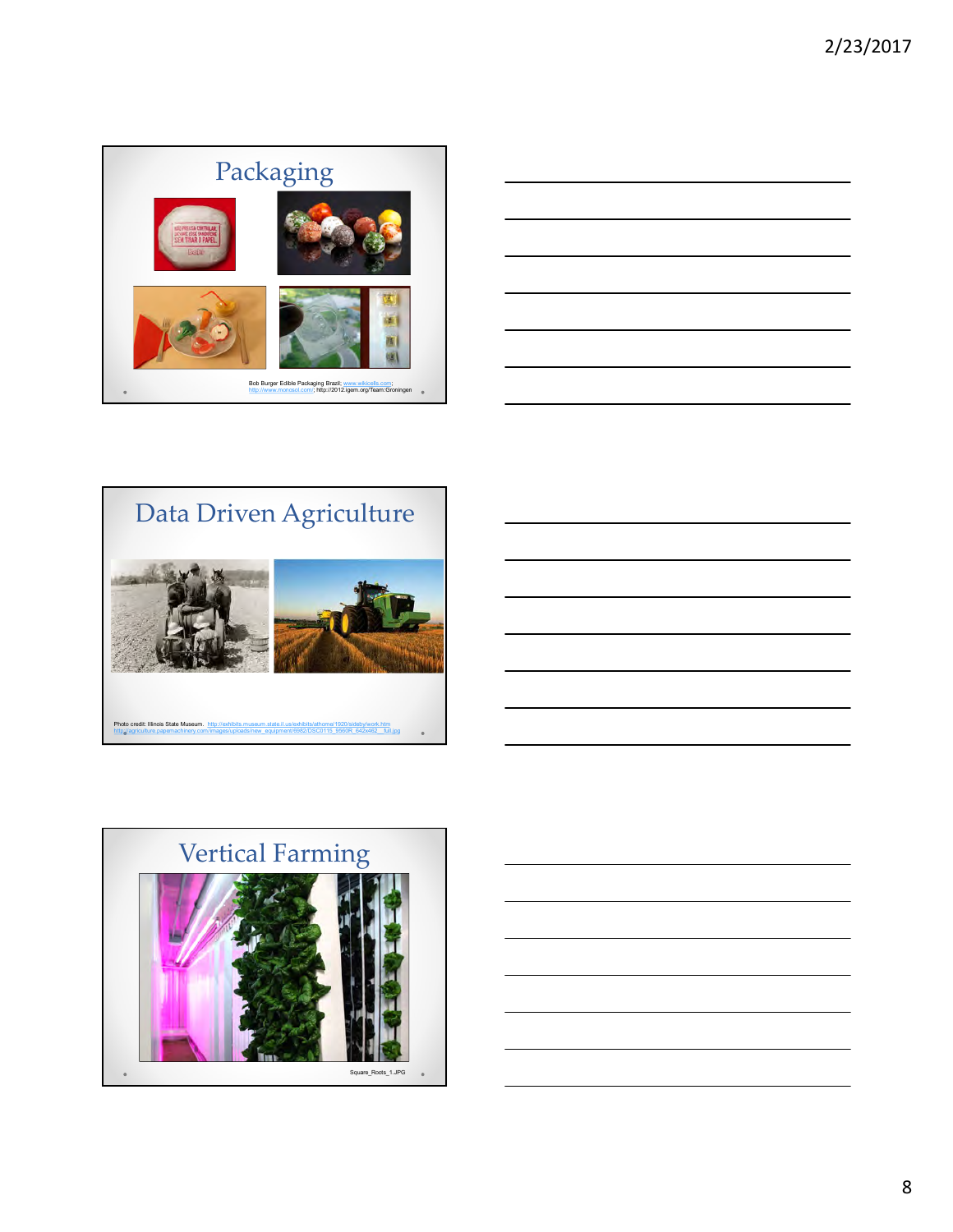## Packaging

Bob Burger Edible Packaging Brazil; www.wikicells.com; http://www.monosol.com/; http://2012.igem.org/Team:Groningen

## Data Driven Agriculture

Photo credit: Illinois State Museum. http://exhibits.museum.state.il.us/exhibits/athome/1920/sideby/work.htm
http://agriculture.pageamachinery.com/images/uploads/new_equipment/6982/DSC0115_9560R_642x462__full.jpg

## Vertical Farming

Square_Roots_1.JPG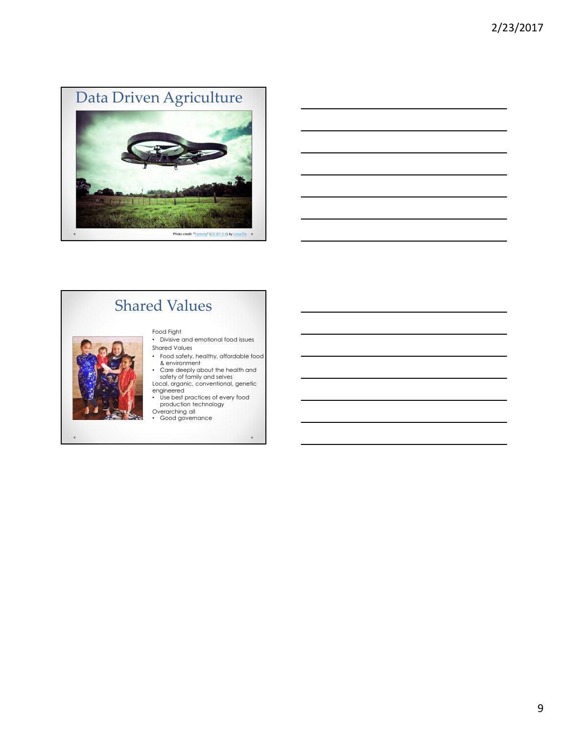## Data Driven Agriculture

Photo credit: "Farming" (CC BY 2.0) by Lima Pix

## Shared Values

Food Fight

- Divisive and emotional food issues

Shared Values

- Food safety, healthy, affordable food & environment
- Care deeply about the health and safety of family and selves

Local, organic, conventional, genetic engineered

- Use best practices of every food production technology

Overarching all

- Good governance